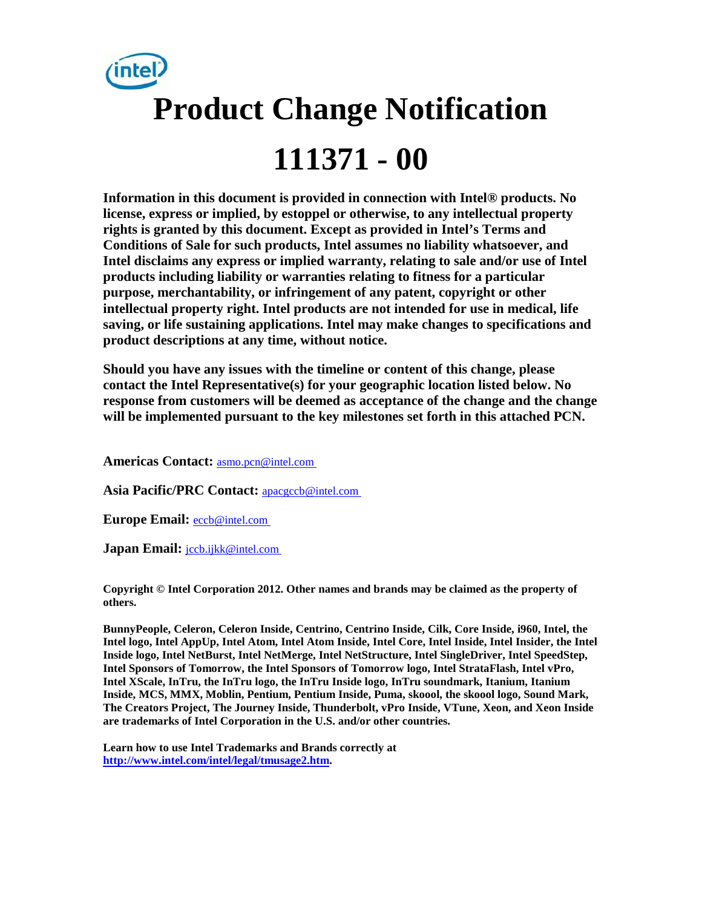# Product Change Notification

# 111371 - 00

**Information in this document is provided in connection with Intel® products. No license, express or implied, by estoppel or otherwise, to any intellectual property rights is granted by this document. Except as provided in Intel's Terms and Conditions of Sale for such products, Intel assumes no liability whatsoever, and Intel disclaims any express or implied warranty, relating to sale and/or use of Intel products including liability or warranties relating to fitness for a particular purpose, merchantability, or infringement of any patent, copyright or other intellectual property right. Intel products are not intended for use in medical, life saving, or life sustaining applications. Intel may make changes to specifications and product descriptions at any time, without notice.**

**Should you have any issues with the timeline or content of this change, please contact the Intel Representative(s) for your geographic location listed below. No response from customers will be deemed as acceptance of the change and the change will be implemented pursuant to the key milestones set forth in this attached PCN.**

**Americas Contact:** asmo.pcn@intel.com

**Asia Pacific/PRC Contact:** apacgccb@intel.com

**Europe Email:** eccb@intel.com

**Japan Email:** jccb.ijkk@intel.com

**Copyright © Intel Corporation 2012. Other names and brands may be claimed as the property of others.**

**BunnyPeople, Celeron, Celeron Inside, Centrino, Centrino Inside, Cilk, Core Inside, i960, Intel, the Intel logo, Intel AppUp, Intel Atom, Intel Atom Inside, Intel Core, Intel Inside, Intel Insider, the Intel Inside logo, Intel NetBurst, Intel NetMerge, Intel NetStructure, Intel SingleDriver, Intel SpeedStep, Intel Sponsors of Tomorrow, the Intel Sponsors of Tomorrow logo, Intel StrataFlash, Intel vPro, Intel XScale, InTru, the InTru logo, the InTru Inside logo, InTru soundmark, Itanium, Itanium Inside, MCS, MMX, Moblin, Pentium, Pentium Inside, Puma, skoool, the skoool logo, Sound Mark, The Creators Project, The Journey Inside, Thunderbolt, vPro Inside, VTune, Xeon, and Xeon Inside are trademarks of Intel Corporation in the U.S. and/or other countries.**

**Learn how to use Intel Trademarks and Brands correctly at http://www.intel.com/intel/legal/tmusage2.htm.**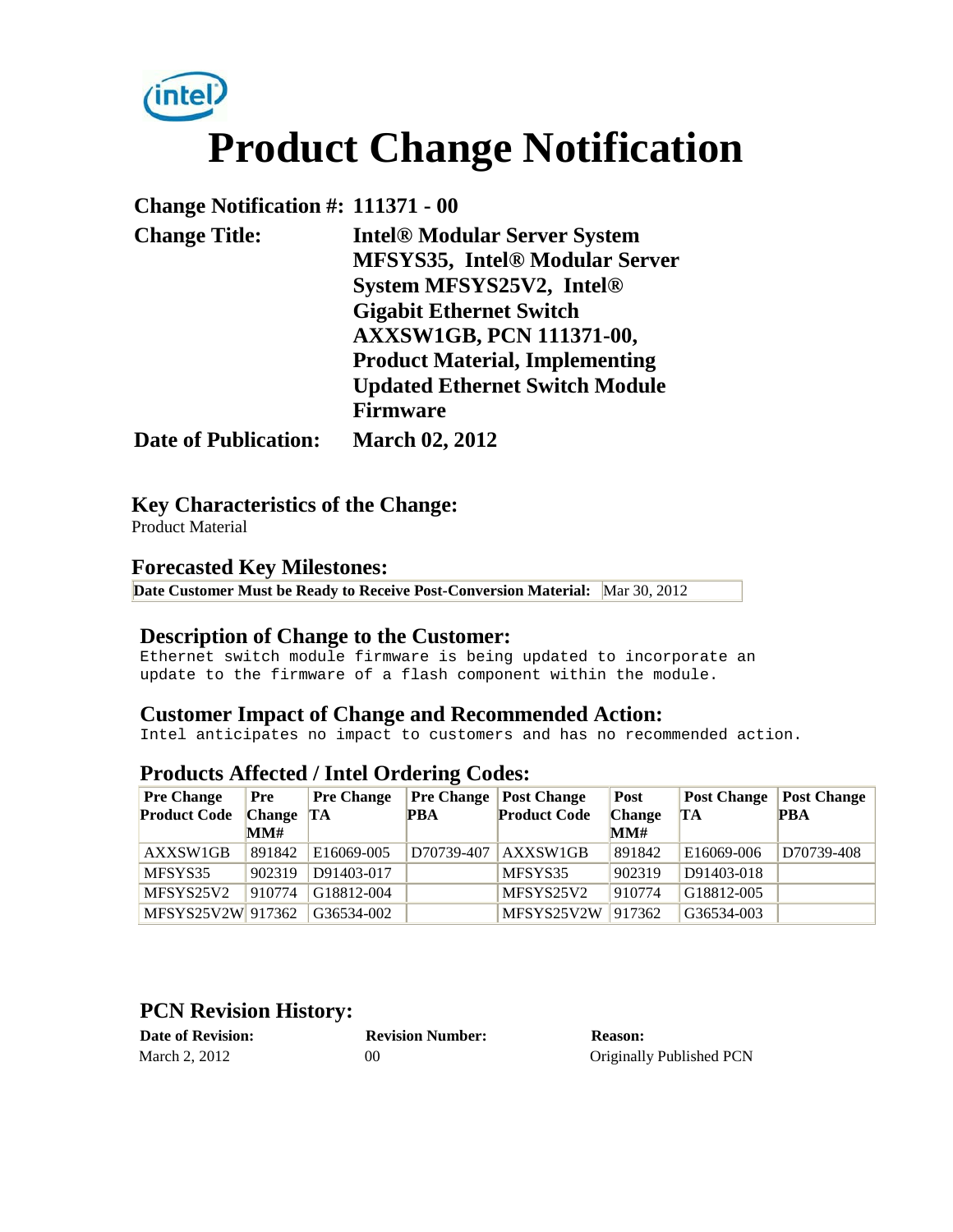# Product Change Notification

**Change Notification #:** 111371 - 00

**Change Title:** Intel® Modular Server System MFSYS35, Intel® Modular Server System MFSYS25V2, Intel® Gigabit Ethernet Switch AXXSW1GB, PCN 111371-00, Product Material, Implementing Updated Ethernet Switch Module Firmware

**Date of Publication:** March 02, 2012

## Key Characteristics of the Change:

Product Material

## Forecasted Key Milestones:

| | |
|---|---|
| **Date Customer Must be Ready to Receive Post-Conversion Material:** | Mar 30, 2012 |

## Description of Change to the Customer:

Ethernet switch module firmware is being updated to incorporate an update to the firmware of a flash component within the module.

## Customer Impact of Change and Recommended Action:

Intel anticipates no impact to customers and has no recommended action.

## Products Affected / Intel Ordering Codes:

| Pre Change Product Code | Pre Change MM# | Pre Change TA | Pre Change PBA | Post Change Product Code | Post Change MM# | Post Change TA | Post Change PBA |
|---|---|---|---|---|---|---|---|
| AXXSW1GB | 891842 | E16069-005 | D70739-407 | AXXSW1GB | 891842 | E16069-006 | D70739-408 |
| MFSYS35 | 902319 | D91403-017 | | MFSYS35 | 902319 | D91403-018 | |
| MFSYS25V2 | 910774 | G18812-004 | | MFSYS25V2 | 910774 | G18812-005 | |
| MFSYS25V2W | 917362 | G36534-002 | | MFSYS25V2W | 917362 | G36534-003 | |

## PCN Revision History:

| Date of Revision: | Revision Number: | Reason: |
|---|---|---|
| March 2, 2012 | 00 | Originally Published PCN |